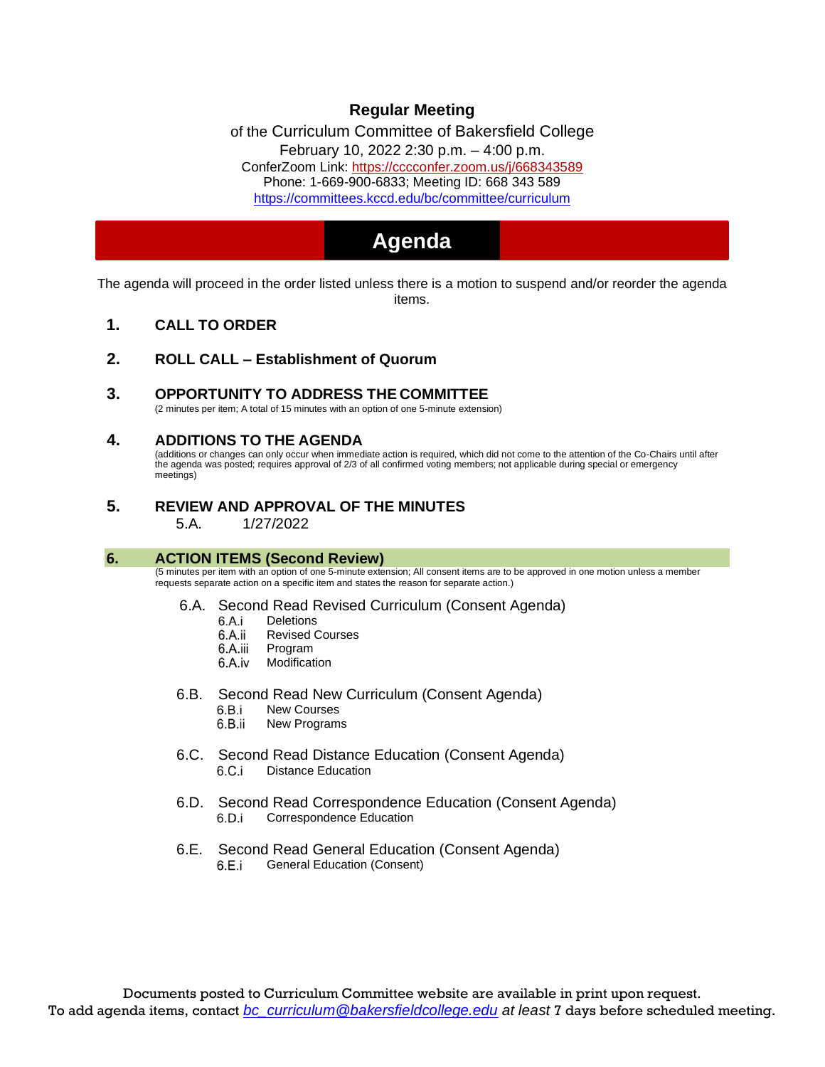**Regular Meeting**

of the Curriculum Committee of Bakersfield College
February 10, 2022 2:30 p.m. – 4:00 p.m.
ConferZoom Link: https://cccconfer.zoom.us/j/668343589
Phone: 1-669-900-6833; Meeting ID: 668 343 589
https://committees.kccd.edu/bc/committee/curriculum

# Agenda

The agenda will proceed in the order listed unless there is a motion to suspend and/or reorder the agenda items.

## 1. CALL TO ORDER

## 2. ROLL CALL – Establishment of Quorum

## 3. OPPORTUNITY TO ADDRESS THE COMMITTEE

(2 minutes per item; A total of 15 minutes with an option of one 5-minute extension)

## 4. ADDITIONS TO THE AGENDA

(additions or changes can only occur when immediate action is required, which did not come to the attention of the Co-Chairs until after the agenda was posted; requires approval of 2/3 of all confirmed voting members; not applicable during special or emergency meetings)

## 5. REVIEW AND APPROVAL OF THE MINUTES

5.A. 1/27/2022

## 6. ACTION ITEMS (Second Review)

(5 minutes per item with an option of one 5-minute extension; All consent items are to be approved in one motion unless a member requests separate action on a specific item and states the reason for separate action.)

6.A. Second Read Revised Curriculum (Consent Agenda)
- 6.A.i Deletions
- 6.A.ii Revised Courses
- 6.A.iii Program
- 6.A.iv Modification

6.B. Second Read New Curriculum (Consent Agenda)
- 6.B.i New Courses
- 6.B.ii New Programs

6.C. Second Read Distance Education (Consent Agenda)
- 6.C.i Distance Education

6.D. Second Read Correspondence Education (Consent Agenda)
- 6.D.i Correspondence Education

6.E. Second Read General Education (Consent Agenda)
- 6.E.i General Education (Consent)

Documents posted to Curriculum Committee website are available in print upon request.
To add agenda items, contact *bc_curriculum@bakersfieldcollege.edu at least* 7 days before scheduled meeting.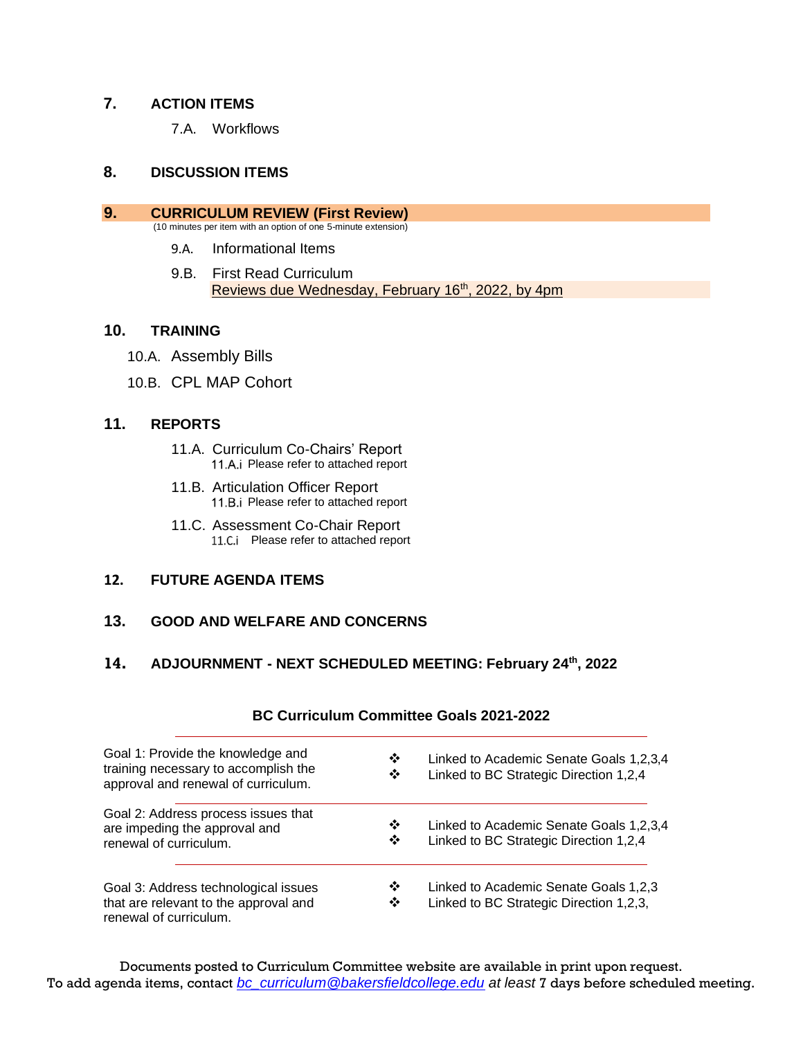## 7. ACTION ITEMS

7.A. Workflows

## 8. DISCUSSION ITEMS

## 9. CURRICULUM REVIEW (First Review)

(10 minutes per item with an option of one 5-minute extension)

9.A. Informational Items

9.B. First Read Curriculum
Reviews due Wednesday, February 16th, 2022, by 4pm

## 10. TRAINING

10.A. Assembly Bills

10.B. CPL MAP Cohort

## 11. REPORTS

11.A. Curriculum Co-Chairs' Report
11.A.i Please refer to attached report

11.B. Articulation Officer Report
11.B.i Please refer to attached report

11.C. Assessment Co-Chair Report
11.C.i Please refer to attached report

## 12. FUTURE AGENDA ITEMS

## 13. GOOD AND WELFARE AND CONCERNS

## 14. ADJOURNMENT - NEXT SCHEDULED MEETING: February 24th, 2022

### BC Curriculum Committee Goals 2021-2022

| | |
|---|---|
| Goal 1: Provide the knowledge and training necessary to accomplish the approval and renewal of curriculum. | ❖ Linked to Academic Senate Goals 1,2,3,4<br>❖ Linked to BC Strategic Direction 1,2,4 |
| Goal 2: Address process issues that are impeding the approval and renewal of curriculum. | ❖ Linked to Academic Senate Goals 1,2,3,4<br>❖ Linked to BC Strategic Direction 1,2,4 |
| Goal 3: Address technological issues that are relevant to the approval and renewal of curriculum. | ❖ Linked to Academic Senate Goals 1,2,3<br>❖ Linked to BC Strategic Direction 1,2,3, |

Documents posted to Curriculum Committee website are available in print upon request.
To add agenda items, contact *bc_curriculum@bakersfieldcollege.edu* *at least* 7 days before scheduled meeting.